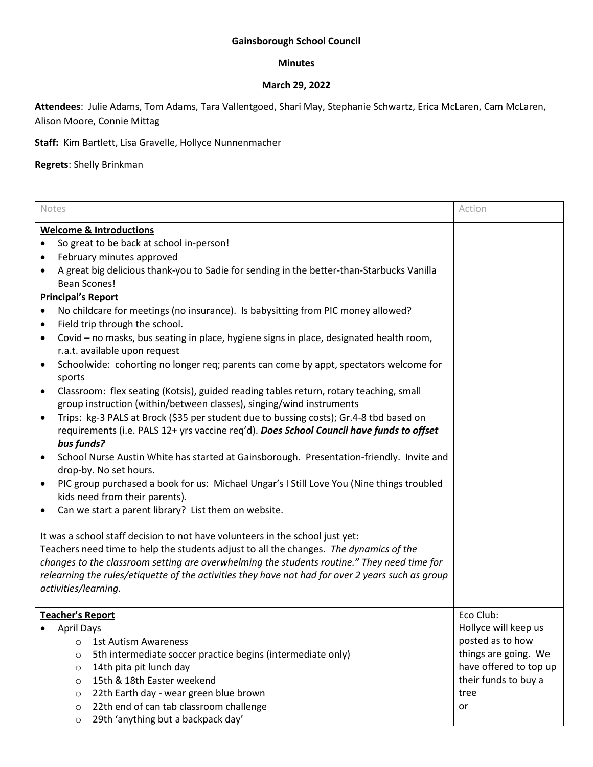**Gainsborough School Council**

**Minutes**

**March 29, 2022**

**Attendees**: Julie Adams, Tom Adams, Tara Vallentgoed, Shari May, Stephanie Schwartz, Erica McLaren, Cam McLaren, Alison Moore, Connie Mittag

**Staff:** Kim Bartlett, Lisa Gravelle, Hollyce Nunnenmacher

**Regrets**: Shelly Brinkman

| Notes | Action |
|---|---|
| **Welcome & Introductions**<br>• So great to be back at school in-person!<br>• February minutes approved<br>• A great big delicious thank-you to Sadie for sending in the better-than-Starbucks Vanilla Bean Scones! | |
| **Principal's Report**<br>• No childcare for meetings (no insurance). Is babysitting from PIC money allowed?<br>• Field trip through the school.<br>• Covid – no masks, bus seating in place, hygiene signs in place, designated health room, r.a.t. available upon request<br>• Schoolwide: cohorting no longer req; parents can come by appt, spectators welcome for sports<br>• Classroom: flex seating (Kotsis), guided reading tables return, rotary teaching, small group instruction (within/between classes), singing/wind instruments<br>• Trips: kg-3 PALS at Brock ($35 per student due to bussing costs); Gr.4-8 tbd based on requirements (i.e. PALS 12+ yrs vaccine req'd). ***Does School Council have funds to offset bus funds?***<br>• School Nurse Austin White has started at Gainsborough. Presentation-friendly. Invite and drop-by. No set hours.<br>• PIC group purchased a book for us: Michael Ungar's I Still Love You (Nine things troubled kids need from their parents).<br>• Can we start a parent library? List them on website.<br><br>It was a school staff decision to not have volunteers in the school just yet:<br>Teachers need time to help the students adjust to all the changes. *The dynamics of the changes to the classroom setting are overwhelming the students routine." They need time for relearning the rules/etiquette of the activities they have not had for over 2 years such as group activities/learning.* | |
| **Teacher's Report**<br>• April Days<br>&nbsp;&nbsp;&nbsp;&nbsp;○ 1st Autism Awareness<br>&nbsp;&nbsp;&nbsp;&nbsp;○ 5th intermediate soccer practice begins (intermediate only)<br>&nbsp;&nbsp;&nbsp;&nbsp;○ 14th pita pit lunch day<br>&nbsp;&nbsp;&nbsp;&nbsp;○ 15th & 18th Easter weekend<br>&nbsp;&nbsp;&nbsp;&nbsp;○ 22th Earth day - wear green blue brown<br>&nbsp;&nbsp;&nbsp;&nbsp;○ 22th end of can tab classroom challenge<br>&nbsp;&nbsp;&nbsp;&nbsp;○ 29th 'anything but a backpack day' | Eco Club:<br>Hollyce will keep us posted as to how things are going. We have offered to top up their funds to buy a tree<br>or |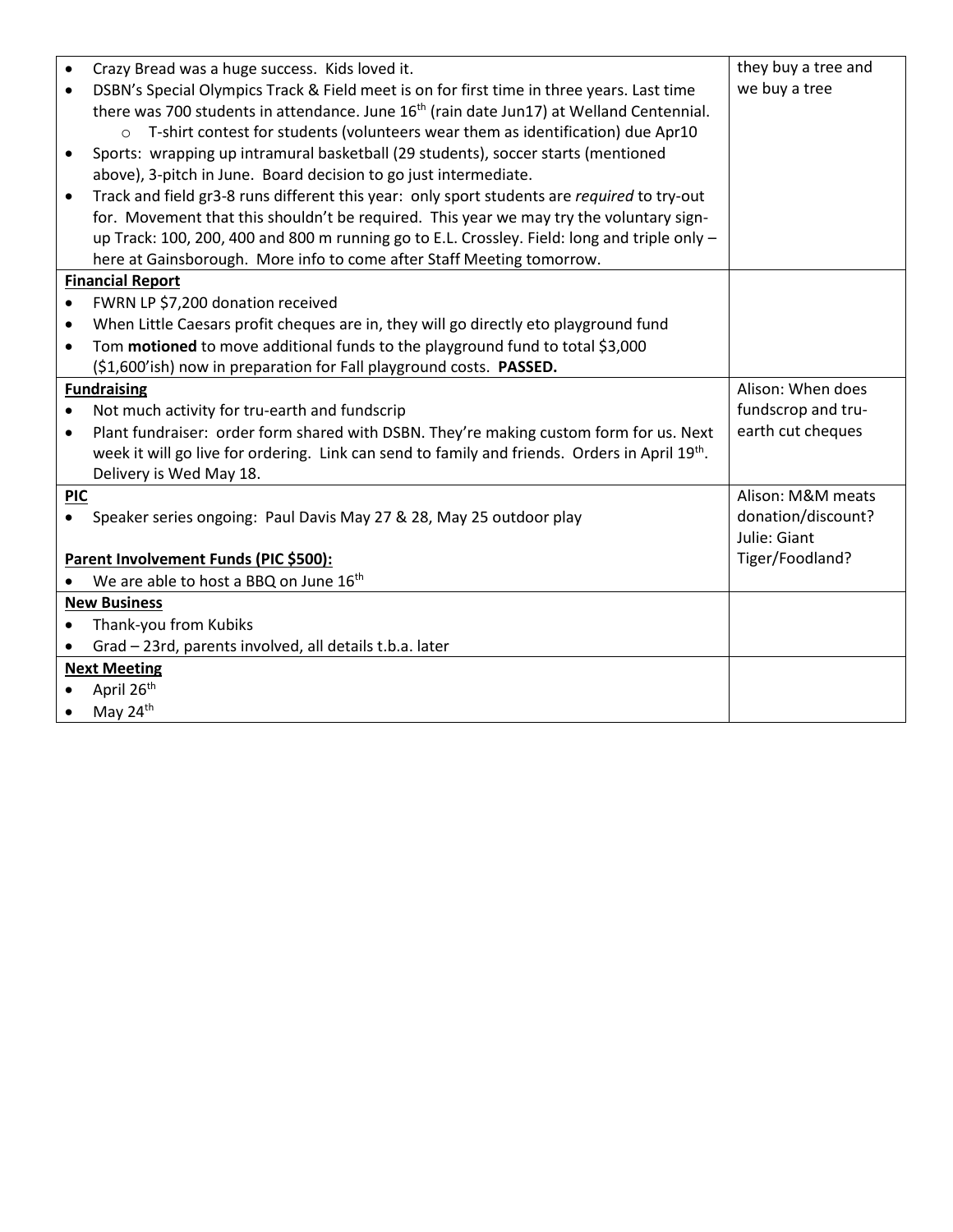| | |
|---|---|
| • Crazy Bread was a huge success. Kids loved it.<br>• DSBN's Special Olympics Track & Field meet is on for first time in three years. Last time there was 700 students in attendance. June 16th (rain date Jun17) at Welland Centennial.<br>&nbsp;&nbsp;&nbsp;&nbsp;○ T-shirt contest for students (volunteers wear them as identification) due Apr10<br>• Sports: wrapping up intramural basketball (29 students), soccer starts (mentioned above), 3-pitch in June. Board decision to go just intermediate.<br>• Track and field gr3-8 runs different this year: only sport students are *required* to try-out for. Movement that this shouldn't be required. This year we may try the voluntary sign-up Track: 100, 200, 400 and 800 m running go to E.L. Crossley. Field: long and triple only – here at Gainsborough. More info to come after Staff Meeting tomorrow. | they buy a tree and we buy a tree |
| **Financial Report**<br>• FWRN LP $7,200 donation received<br>• When Little Caesars profit cheques are in, they will go directly eto playground fund<br>• Tom **motioned** to move additional funds to the playground fund to total $3,000 ($1,600'ish) now in preparation for Fall playground costs. **PASSED.** | |
| **Fundraising**<br>• Not much activity for tru-earth and fundscrip<br>• Plant fundraiser: order form shared with DSBN. They're making custom form for us. Next week it will go live for ordering. Link can send to family and friends. Orders in April 19th. Delivery is Wed May 18. | Alison: When does fundscrop and tru-earth cut cheques |
| **PIC**<br>• Speaker series ongoing: Paul Davis May 27 & 28, May 25 outdoor play<br><br>**Parent Involvement Funds (PIC $500):**<br>• We are able to host a BBQ on June 16th | Alison: M&M meats donation/discount?<br>Julie: Giant Tiger/Foodland? |
| **New Business**<br>• Thank-you from Kubiks<br>• Grad – 23rd, parents involved, all details t.b.a. later | |
| **Next Meeting**<br>• April 26th<br>• May 24th | |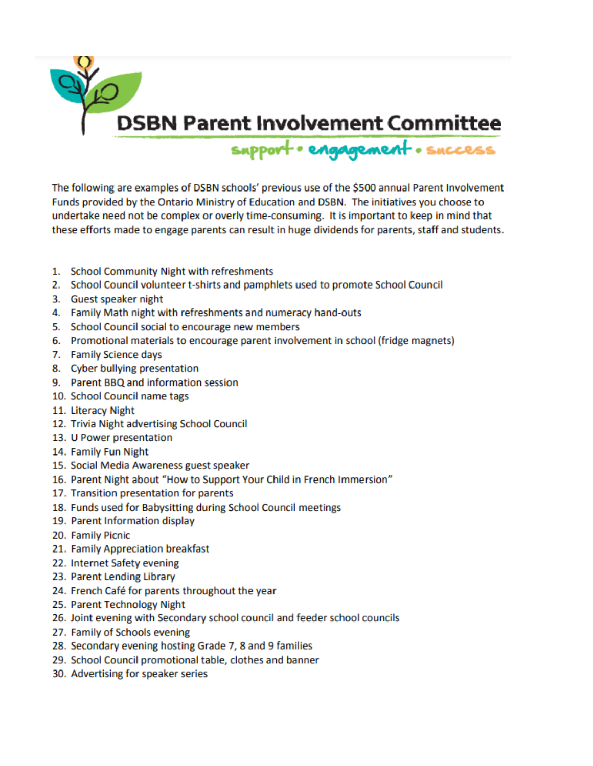# DSBN Parent Involvement Committee

support • engagement • success

The following are examples of DSBN schools' previous use of the $500 annual Parent Involvement Funds provided by the Ontario Ministry of Education and DSBN. The initiatives you choose to undertake need not be complex or overly time-consuming. It is important to keep in mind that these efforts made to engage parents can result in huge dividends for parents, staff and students.

1. School Community Night with refreshments
2. School Council volunteer t-shirts and pamphlets used to promote School Council
3. Guest speaker night
4. Family Math night with refreshments and numeracy hand-outs
5. School Council social to encourage new members
6. Promotional materials to encourage parent involvement in school (fridge magnets)
7. Family Science days
8. Cyber bullying presentation
9. Parent BBQ and information session
10. School Council name tags
11. Literacy Night
12. Trivia Night advertising School Council
13. U Power presentation
14. Family Fun Night
15. Social Media Awareness guest speaker
16. Parent Night about "How to Support Your Child in French Immersion"
17. Transition presentation for parents
18. Funds used for Babysitting during School Council meetings
19. Parent Information display
20. Family Picnic
21. Family Appreciation breakfast
22. Internet Safety evening
23. Parent Lending Library
24. French Café for parents throughout the year
25. Parent Technology Night
26. Joint evening with Secondary school council and feeder school councils
27. Family of Schools evening
28. Secondary evening hosting Grade 7, 8 and 9 families
29. School Council promotional table, clothes and banner
30. Advertising for speaker series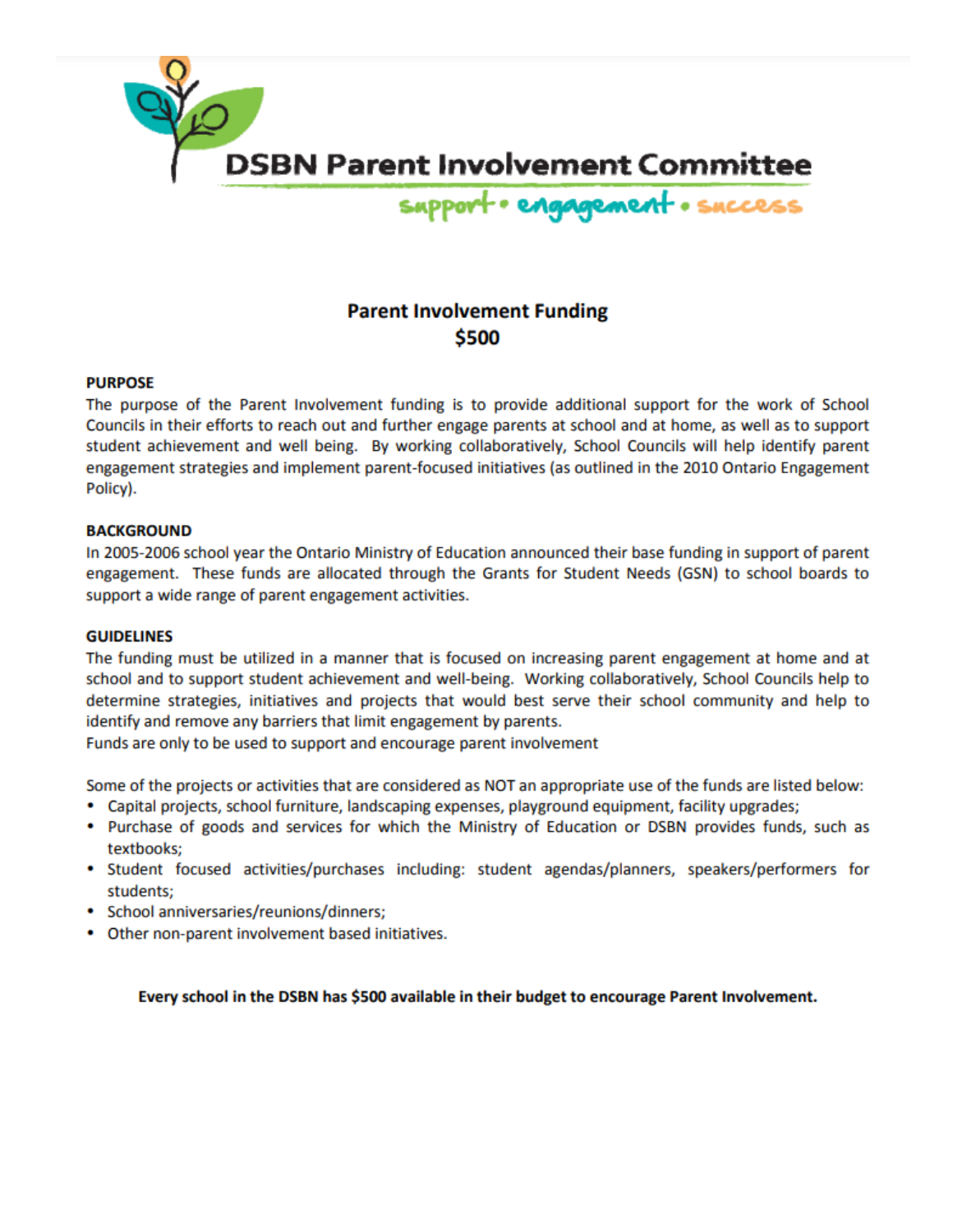# DSBN Parent Involvement Committee

support • engagement • success

## Parent Involvement Funding
## $500

**PURPOSE**

The purpose of the Parent Involvement funding is to provide additional support for the work of School Councils in their efforts to reach out and further engage parents at school and at home, as well as to support student achievement and well being. By working collaboratively, School Councils will help identify parent engagement strategies and implement parent-focused initiatives (as outlined in the 2010 Ontario Engagement Policy).

**BACKGROUND**

In 2005-2006 school year the Ontario Ministry of Education announced their base funding in support of parent engagement. These funds are allocated through the Grants for Student Needs (GSN) to school boards to support a wide range of parent engagement activities.

**GUIDELINES**

The funding must be utilized in a manner that is focused on increasing parent engagement at home and at school and to support student achievement and well-being. Working collaboratively, School Councils help to determine strategies, initiatives and projects that would best serve their school community and help to identify and remove any barriers that limit engagement by parents.
Funds are only to be used to support and encourage parent involvement

Some of the projects or activities that are considered as NOT an appropriate use of the funds are listed below:

- Capital projects, school furniture, landscaping expenses, playground equipment, facility upgrades;
- Purchase of goods and services for which the Ministry of Education or DSBN provides funds, such as textbooks;
- Student focused activities/purchases including: student agendas/planners, speakers/performers for students;
- School anniversaries/reunions/dinners;
- Other non-parent involvement based initiatives.

**Every school in the DSBN has $500 available in their budget to encourage Parent Involvement.**